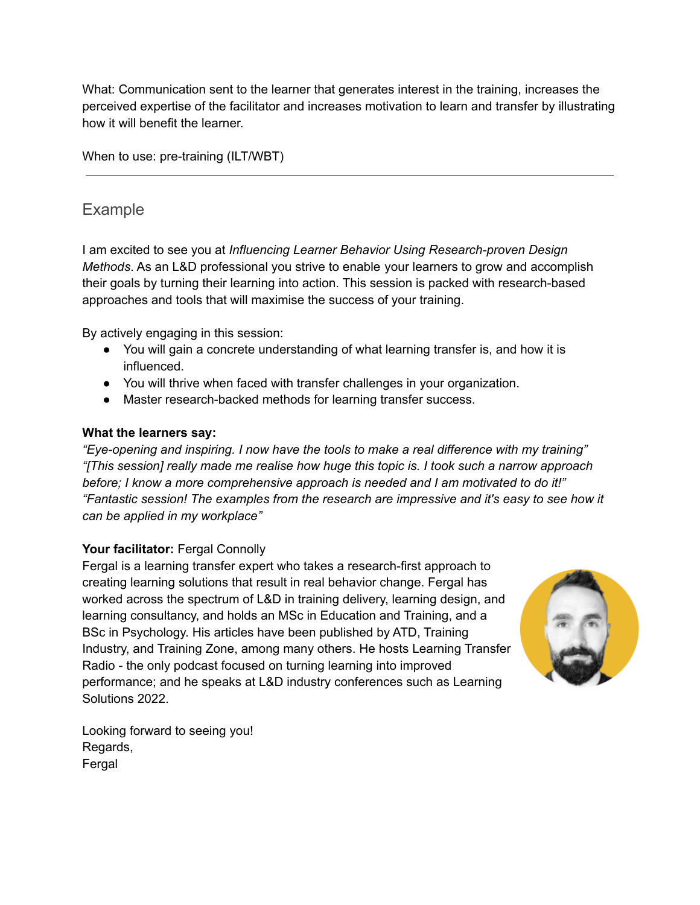What: Communication sent to the learner that generates interest in the training, increases the perceived expertise of the facilitator and increases motivation to learn and transfer by illustrating how it will benefit the learner.

When to use: pre-training (ILT/WBT)

---

## Example

I am excited to see you at *Influencing Learner Behavior Using Research-proven Design Methods*. As an L&D professional you strive to enable your learners to grow and accomplish their goals by turning their learning into action. This session is packed with research-based approaches and tools that will maximise the success of your training.

By actively engaging in this session:

- You will gain a concrete understanding of what learning transfer is, and how it is influenced.
- You will thrive when faced with transfer challenges in your organization.
- Master research-backed methods for learning transfer success.

**What the learners say:**

*"Eye-opening and inspiring. I now have the tools to make a real difference with my training"*
*"[This session] really made me realise how huge this topic is. I took such a narrow approach before; I know a more comprehensive approach is needed and I am motivated to do it!"*
*"Fantastic session! The examples from the research are impressive and it's easy to see how it can be applied in my workplace"*

**Your facilitator:** Fergal Connolly

Fergal is a learning transfer expert who takes a research-first approach to creating learning solutions that result in real behavior change. Fergal has worked across the spectrum of L&D in training delivery, learning design, and learning consultancy, and holds an MSc in Education and Training, and a BSc in Psychology. His articles have been published by ATD, Training Industry, and Training Zone, among many others. He hosts Learning Transfer Radio - the only podcast focused on turning learning into improved performance; and he speaks at L&D industry conferences such as Learning Solutions 2022.

Looking forward to seeing you!
Regards,
Fergal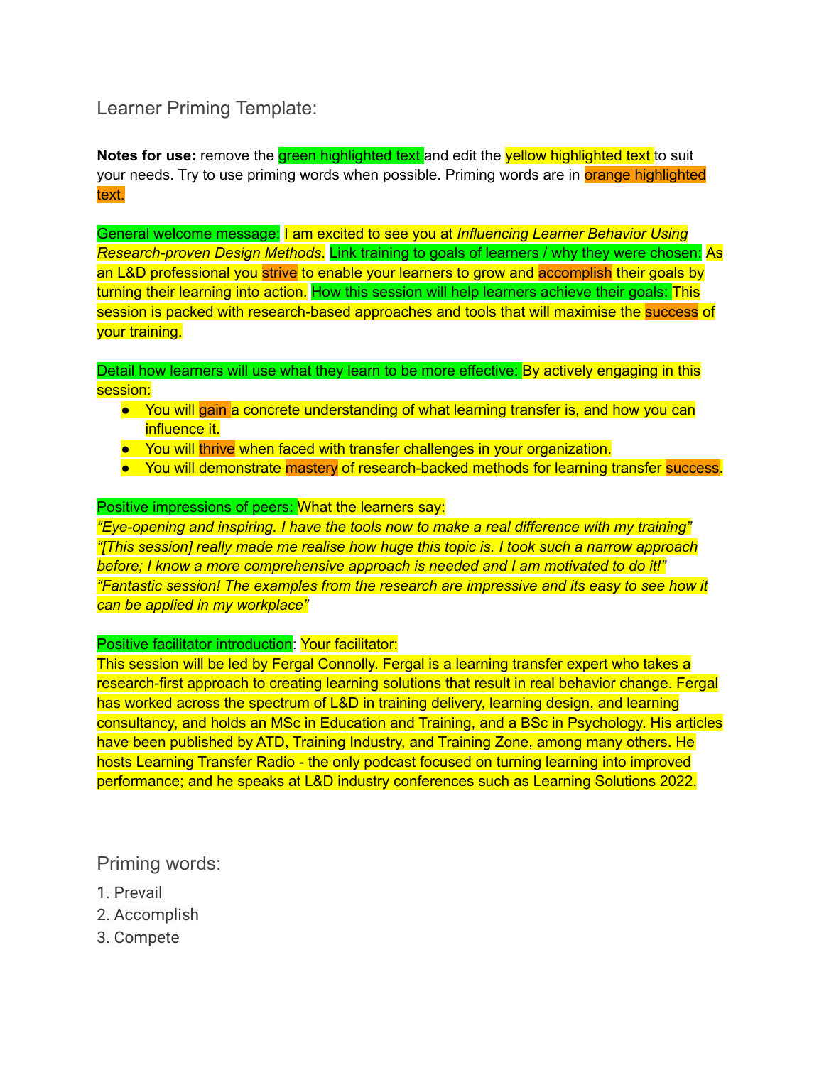## Learner Priming Template:

**Notes for use:** remove the green highlighted text and edit the yellow highlighted text to suit your needs. Try to use priming words when possible. Priming words are in orange highlighted text.

General welcome message: I am excited to see you at *Influencing Learner Behavior Using Research-proven Design Methods*. Link training to goals of learners / why they were chosen: As an L&D professional you strive to enable your learners to grow and accomplish their goals by turning their learning into action. How this session will help learners achieve their goals: This session is packed with research-based approaches and tools that will maximise the success of your training.

Detail how learners will use what they learn to be more effective: By actively engaging in this session:

- You will gain a concrete understanding of what learning transfer is, and how you can influence it.
- You will thrive when faced with transfer challenges in your organization.
- You will demonstrate mastery of research-backed methods for learning transfer success.

Positive impressions of peers: What the learners say:

*"Eye-opening and inspiring. I have the tools now to make a real difference with my training"*
*"[This session] really made me realise how huge this topic is. I took such a narrow approach before; I know a more comprehensive approach is needed and I am motivated to do it!"*
*"Fantastic session! The examples from the research are impressive and its easy to see how it can be applied in my workplace"*

Positive facilitator introduction: Your facilitator:

This session will be led by Fergal Connolly. Fergal is a learning transfer expert who takes a research-first approach to creating learning solutions that result in real behavior change. Fergal has worked across the spectrum of L&D in training delivery, learning design, and learning consultancy, and holds an MSc in Education and Training, and a BSc in Psychology. His articles have been published by ATD, Training Industry, and Training Zone, among many others. He hosts Learning Transfer Radio - the only podcast focused on turning learning into improved performance; and he speaks at L&D industry conferences such as Learning Solutions 2022.

## Priming words:

1. Prevail
2. Accomplish
3. Compete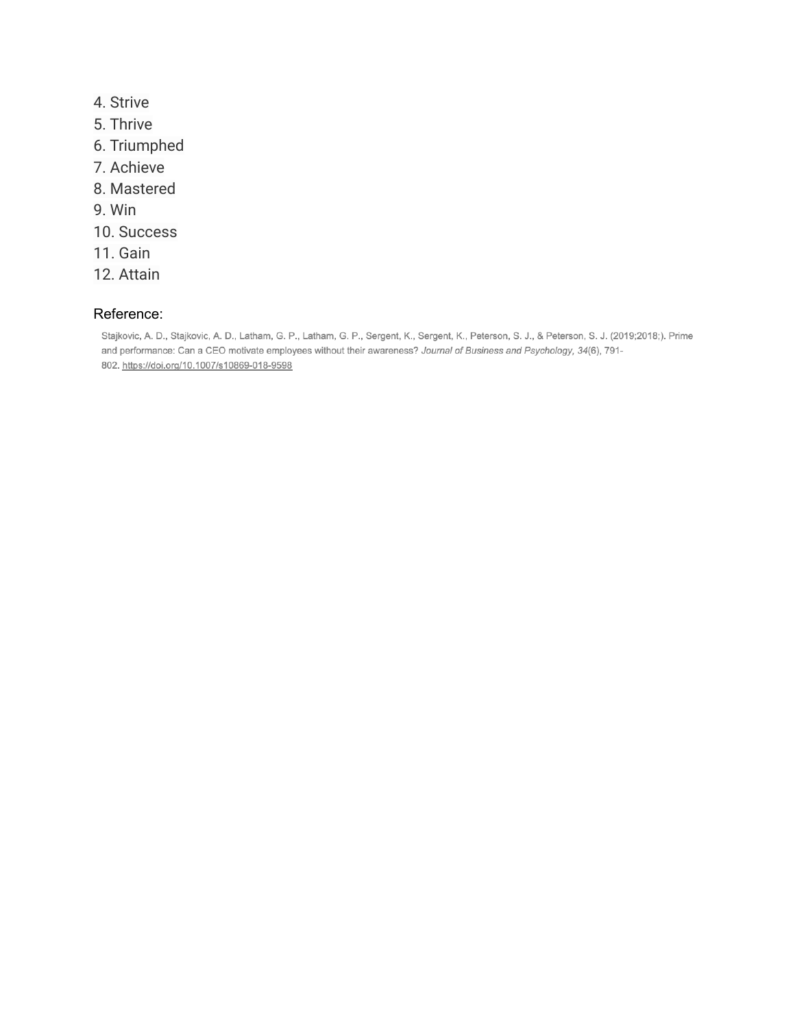4. Strive
5. Thrive
6. Triumphed
7. Achieve
8. Mastered
9. Win
10. Success
11. Gain
12. Attain

Reference:

Stajkovic, A. D., Stajkovic, A. D., Latham, G. P., Latham, G. P., Sergent, K., Sergent, K., Peterson, S. J., & Peterson, S. J. (2019;2018;). Prime and performance: Can a CEO motivate employees without their awareness? *Journal of Business and Psychology, 34*(6), 791-802. https://doi.org/10.1007/s10869-018-9598